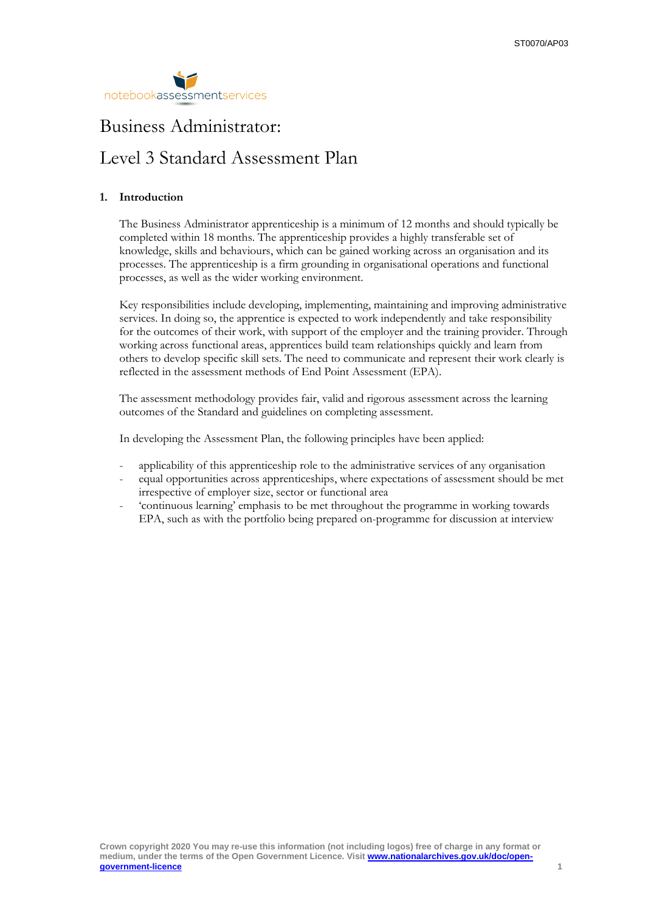# Business Administrator:

# Level 3 Standard Assessment Plan

## 1. Introduction

The Business Administrator apprenticeship is a minimum of 12 months and should typically be completed within 18 months. The apprenticeship provides a highly transferable set of knowledge, skills and behaviours, which can be gained working across an organisation and its processes. The apprenticeship is a firm grounding in organisational operations and functional processes, as well as the wider working environment.

Key responsibilities include developing, implementing, maintaining and improving administrative services. In doing so, the apprentice is expected to work independently and take responsibility for the outcomes of their work, with support of the employer and the training provider. Through working across functional areas, apprentices build team relationships quickly and learn from others to develop specific skill sets. The need to communicate and represent their work clearly is reflected in the assessment methods of End Point Assessment (EPA).

The assessment methodology provides fair, valid and rigorous assessment across the learning outcomes of the Standard and guidelines on completing assessment.

In developing the Assessment Plan, the following principles have been applied:

- applicability of this apprenticeship role to the administrative services of any organisation
- equal opportunities across apprenticeships, where expectations of assessment should be met irrespective of employer size, sector or functional area
- 'continuous learning' emphasis to be met throughout the programme in working towards EPA, such as with the portfolio being prepared on-programme for discussion at interview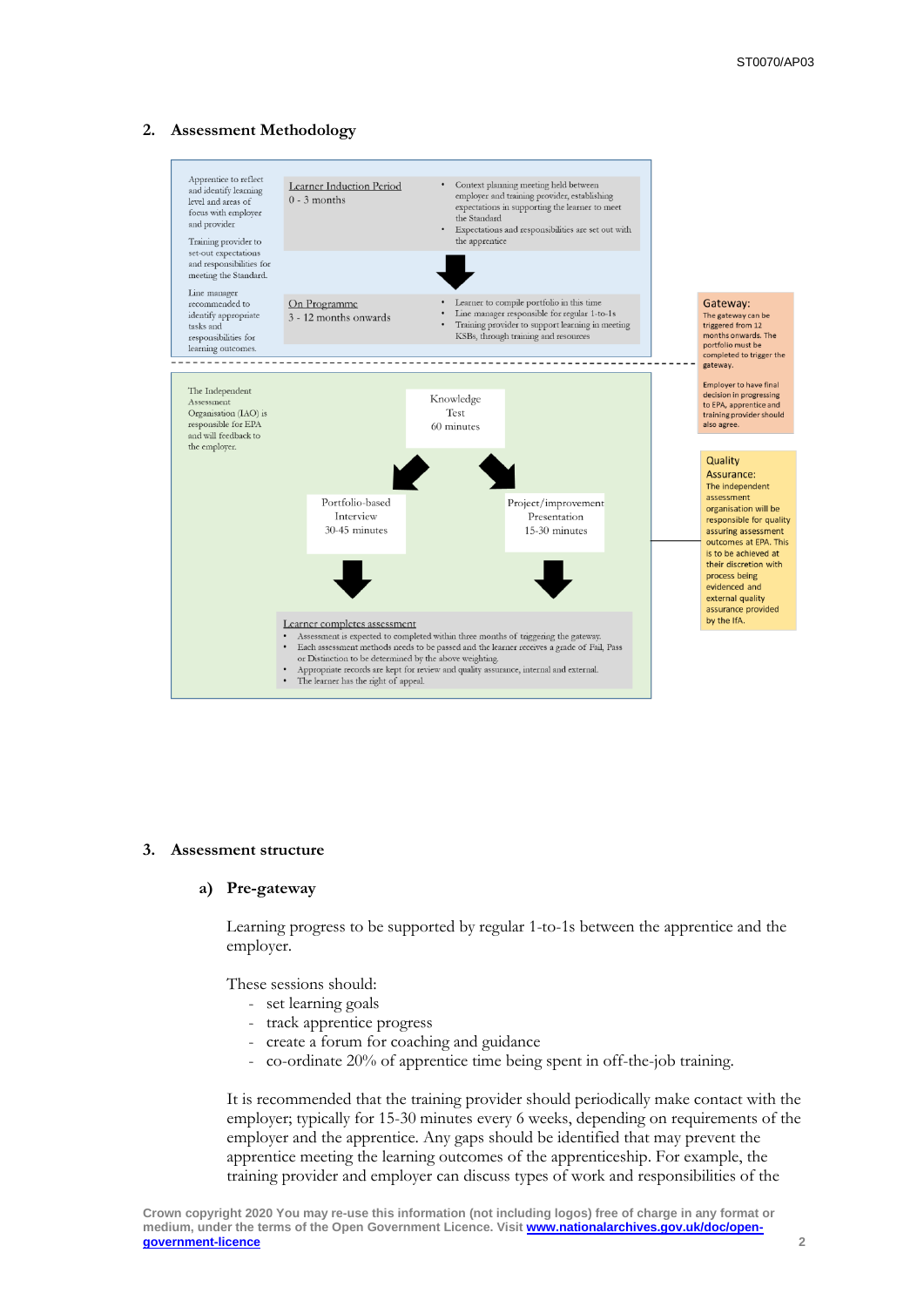## 2. Assessment Methodology

Apprentice to reflect and identify learning level and areas of focus with employer and provider

Training provider to set-out expectations and responsibilities for meeting the Standard.

Line manager recommended to identify appropriate tasks and responsibilities for learning outcomes.

**Learner Induction Period**
0 - 3 months

- Context planning meeting held between employer and training provider, establishing expectations in supporting the learner to meet the Standard
- Expectations and responsibilities are set out with the apprentice

**On Programme**
3 - 12 months onwards

- Learner to compile portfolio in this time
- Line manager responsible for regular 1-to-1s
- Training provider to support learning in meeting KSBs, through training and resources

**Gateway:**
The gateway can be triggered from 12 months onwards. The portfolio must be completed to trigger the gateway.

Employer to have final decision in progressing to EPA, apprentice and training provider should also agree.

The Independent Assessment Organisation (IAO) is responsible for EPA and will feedback to the employer.

Knowledge Test
60 minutes

Portfolio-based Interview
30-45 minutes

Project/improvement Presentation
15-30 minutes

**Quality Assurance:**
The independent assessment organisation will be responsible for quality assuring assessment outcomes at EPA. This is to be achieved at their discretion with process being evidenced and external quality assurance provided by the IfA.

**Learner completes assessment**

- Assessment is expected to completed within three months of triggering the gateway.
- Each assessment methods needs to be passed and the learner receives a grade of Fail, Pass or Distinction to be determined by the above weighting.
- Appropriate records are kept for review and quality assurance, internal and external.
- The learner has the right of appeal.

## 3. Assessment structure

### a) Pre-gateway

Learning progress to be supported by regular 1-to-1s between the apprentice and the employer.

These sessions should:

- set learning goals
- track apprentice progress
- create a forum for coaching and guidance
- co-ordinate 20% of apprentice time being spent in off-the-job training.

It is recommended that the training provider should periodically make contact with the employer; typically for 15-30 minutes every 6 weeks, depending on requirements of the employer and the apprentice. Any gaps should be identified that may prevent the apprentice meeting the learning outcomes of the apprenticeship. For example, the training provider and employer can discuss types of work and responsibilities of the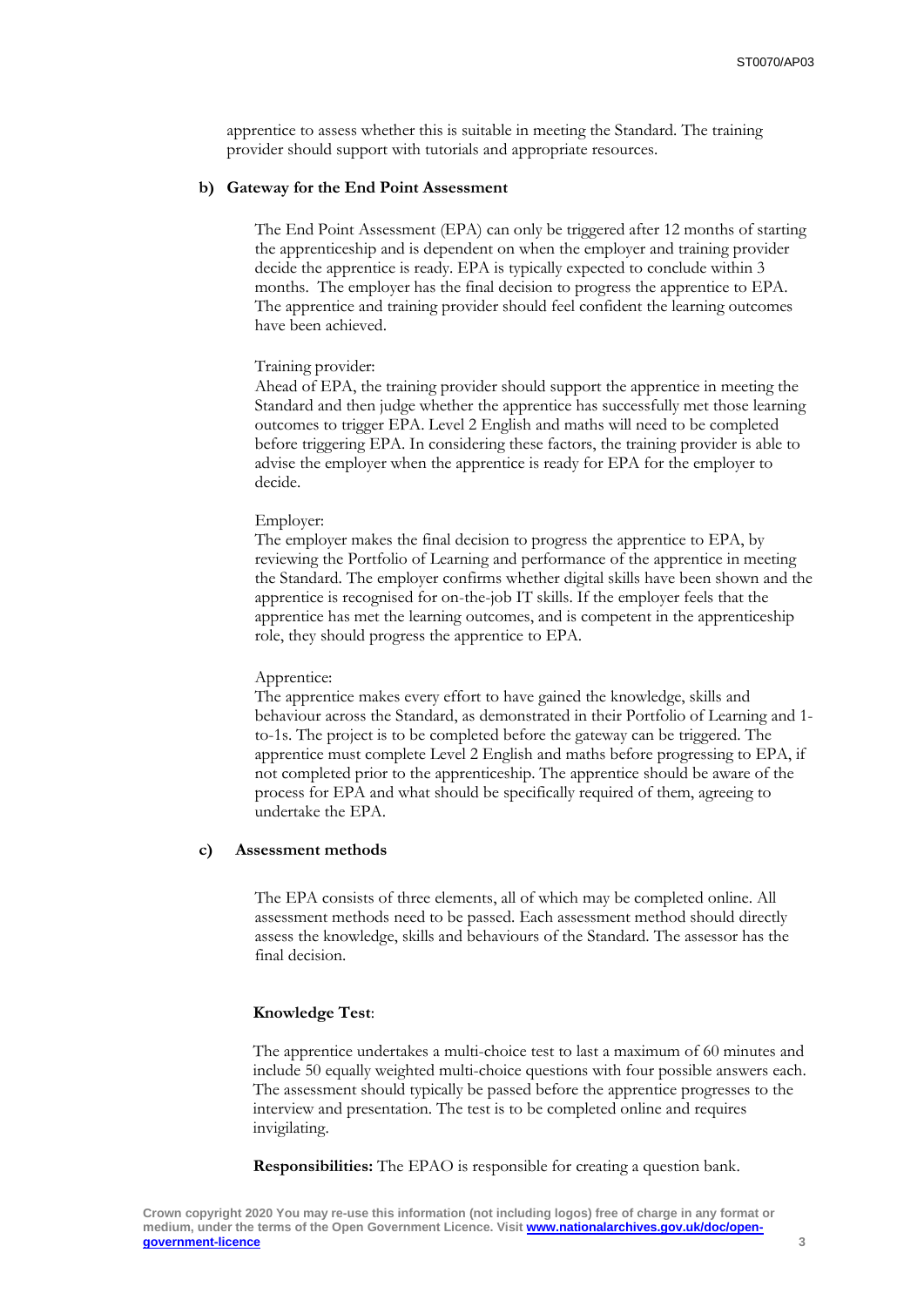apprentice to assess whether this is suitable in meeting the Standard. The training provider should support with tutorials and appropriate resources.

**b) Gateway for the End Point Assessment**

The End Point Assessment (EPA) can only be triggered after 12 months of starting the apprenticeship and is dependent on when the employer and training provider decide the apprentice is ready. EPA is typically expected to conclude within 3 months. The employer has the final decision to progress the apprentice to EPA. The apprentice and training provider should feel confident the learning outcomes have been achieved.

Training provider:
Ahead of EPA, the training provider should support the apprentice in meeting the Standard and then judge whether the apprentice has successfully met those learning outcomes to trigger EPA. Level 2 English and maths will need to be completed before triggering EPA. In considering these factors, the training provider is able to advise the employer when the apprentice is ready for EPA for the employer to decide.

Employer:
The employer makes the final decision to progress the apprentice to EPA, by reviewing the Portfolio of Learning and performance of the apprentice in meeting the Standard. The employer confirms whether digital skills have been shown and the apprentice is recognised for on-the-job IT skills. If the employer feels that the apprentice has met the learning outcomes, and is competent in the apprenticeship role, they should progress the apprentice to EPA.

Apprentice:
The apprentice makes every effort to have gained the knowledge, skills and behaviour across the Standard, as demonstrated in their Portfolio of Learning and 1-to-1s. The project is to be completed before the gateway can be triggered. The apprentice must complete Level 2 English and maths before progressing to EPA, if not completed prior to the apprenticeship. The apprentice should be aware of the process for EPA and what should be specifically required of them, agreeing to undertake the EPA.

**c) Assessment methods**

The EPA consists of three elements, all of which may be completed online. All assessment methods need to be passed. Each assessment method should directly assess the knowledge, skills and behaviours of the Standard. The assessor has the final decision.

**Knowledge Test**:

The apprentice undertakes a multi-choice test to last a maximum of 60 minutes and include 50 equally weighted multi-choice questions with four possible answers each. The assessment should typically be passed before the apprentice progresses to the interview and presentation. The test is to be completed online and requires invigilating.

**Responsibilities:** The EPAO is responsible for creating a question bank.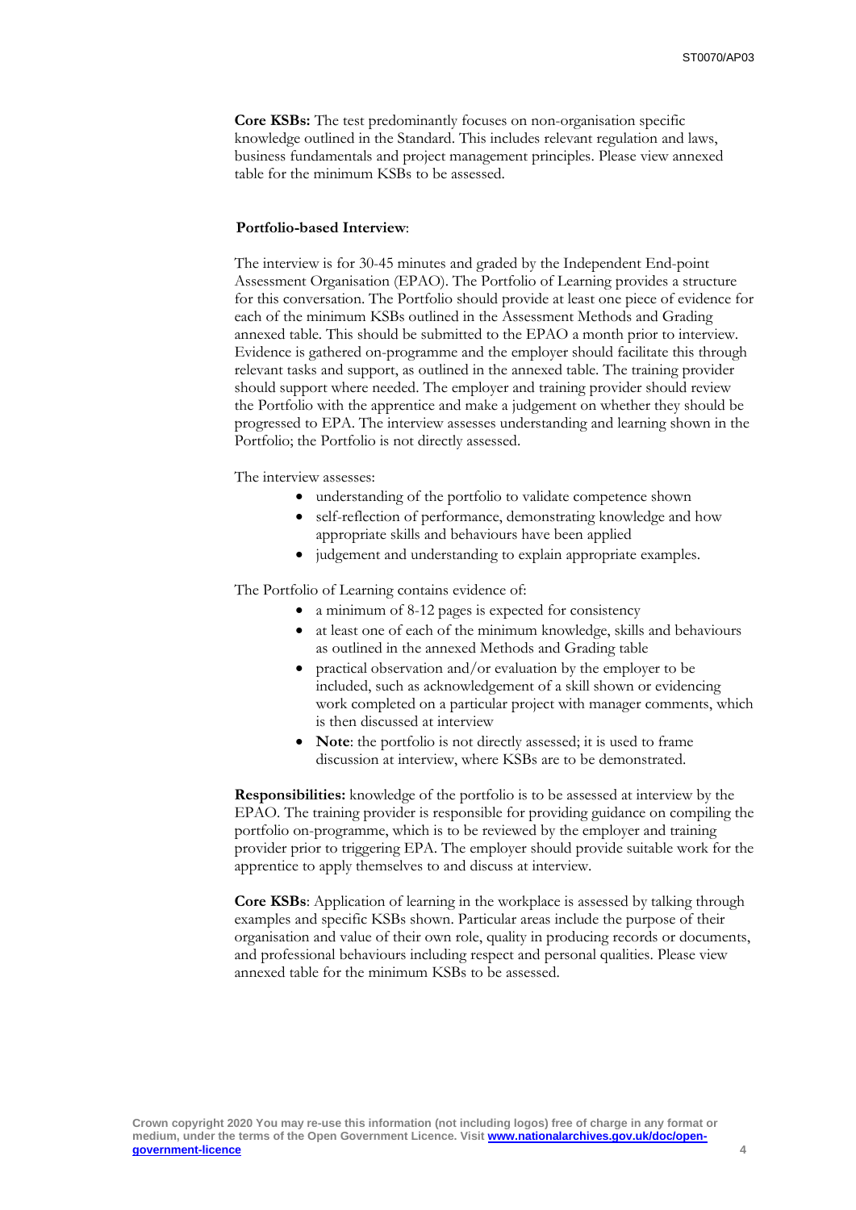**Core KSBs:** The test predominantly focuses on non-organisation specific knowledge outlined in the Standard. This includes relevant regulation and laws, business fundamentals and project management principles. Please view annexed table for the minimum KSBs to be assessed.

**Portfolio-based Interview**:

The interview is for 30-45 minutes and graded by the Independent End-point Assessment Organisation (EPAO). The Portfolio of Learning provides a structure for this conversation. The Portfolio should provide at least one piece of evidence for each of the minimum KSBs outlined in the Assessment Methods and Grading annexed table. This should be submitted to the EPAO a month prior to interview. Evidence is gathered on-programme and the employer should facilitate this through relevant tasks and support, as outlined in the annexed table. The training provider should support where needed. The employer and training provider should review the Portfolio with the apprentice and make a judgement on whether they should be progressed to EPA. The interview assesses understanding and learning shown in the Portfolio; the Portfolio is not directly assessed.

The interview assesses:

- understanding of the portfolio to validate competence shown
- self-reflection of performance, demonstrating knowledge and how appropriate skills and behaviours have been applied
- judgement and understanding to explain appropriate examples.

The Portfolio of Learning contains evidence of:

- a minimum of 8-12 pages is expected for consistency
- at least one of each of the minimum knowledge, skills and behaviours as outlined in the annexed Methods and Grading table
- practical observation and/or evaluation by the employer to be included, such as acknowledgement of a skill shown or evidencing work completed on a particular project with manager comments, which is then discussed at interview
- **Note**: the portfolio is not directly assessed; it is used to frame discussion at interview, where KSBs are to be demonstrated.

**Responsibilities:** knowledge of the portfolio is to be assessed at interview by the EPAO. The training provider is responsible for providing guidance on compiling the portfolio on-programme, which is to be reviewed by the employer and training provider prior to triggering EPA. The employer should provide suitable work for the apprentice to apply themselves to and discuss at interview.

**Core KSBs**: Application of learning in the workplace is assessed by talking through examples and specific KSBs shown. Particular areas include the purpose of their organisation and value of their own role, quality in producing records or documents, and professional behaviours including respect and personal qualities. Please view annexed table for the minimum KSBs to be assessed.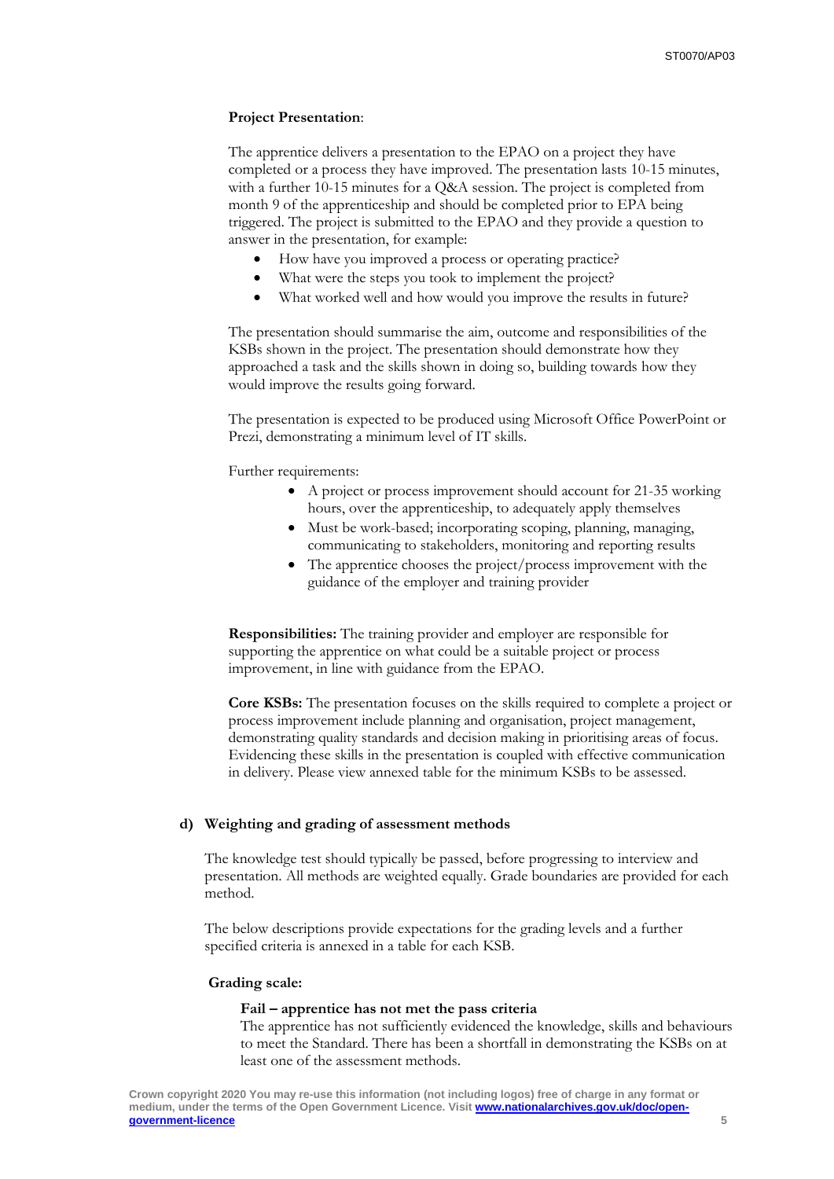**Project Presentation**:

The apprentice delivers a presentation to the EPAO on a project they have completed or a process they have improved. The presentation lasts 10-15 minutes, with a further 10-15 minutes for a Q&A session. The project is completed from month 9 of the apprenticeship and should be completed prior to EPA being triggered. The project is submitted to the EPAO and they provide a question to answer in the presentation, for example:

- How have you improved a process or operating practice?
- What were the steps you took to implement the project?
- What worked well and how would you improve the results in future?

The presentation should summarise the aim, outcome and responsibilities of the KSBs shown in the project. The presentation should demonstrate how they approached a task and the skills shown in doing so, building towards how they would improve the results going forward.

The presentation is expected to be produced using Microsoft Office PowerPoint or Prezi, demonstrating a minimum level of IT skills.

Further requirements:

- A project or process improvement should account for 21-35 working hours, over the apprenticeship, to adequately apply themselves
- Must be work-based; incorporating scoping, planning, managing, communicating to stakeholders, monitoring and reporting results
- The apprentice chooses the project/process improvement with the guidance of the employer and training provider

**Responsibilities:** The training provider and employer are responsible for supporting the apprentice on what could be a suitable project or process improvement, in line with guidance from the EPAO.

**Core KSBs:** The presentation focuses on the skills required to complete a project or process improvement include planning and organisation, project management, demonstrating quality standards and decision making in prioritising areas of focus. Evidencing these skills in the presentation is coupled with effective communication in delivery. Please view annexed table for the minimum KSBs to be assessed.

### d) Weighting and grading of assessment methods

The knowledge test should typically be passed, before progressing to interview and presentation. All methods are weighted equally. Grade boundaries are provided for each method.

The below descriptions provide expectations for the grading levels and a further specified criteria is annexed in a table for each KSB.

**Grading scale:**

**Fail – apprentice has not met the pass criteria**
The apprentice has not sufficiently evidenced the knowledge, skills and behaviours to meet the Standard. There has been a shortfall in demonstrating the KSBs on at least one of the assessment methods.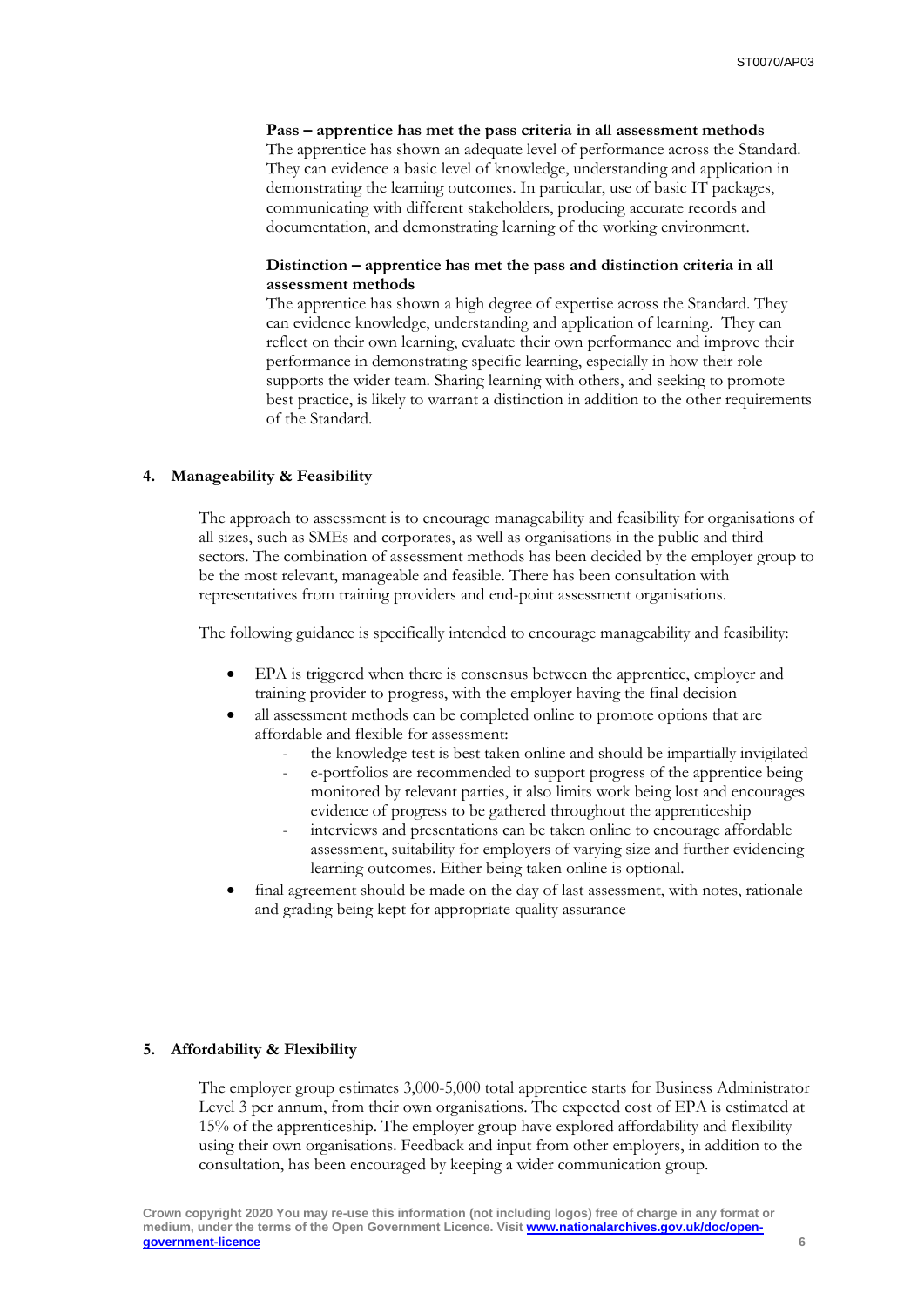**Pass – apprentice has met the pass criteria in all assessment methods**
The apprentice has shown an adequate level of performance across the Standard. They can evidence a basic level of knowledge, understanding and application in demonstrating the learning outcomes. In particular, use of basic IT packages, communicating with different stakeholders, producing accurate records and documentation, and demonstrating learning of the working environment.

**Distinction – apprentice has met the pass and distinction criteria in all assessment methods**
The apprentice has shown a high degree of expertise across the Standard. They can evidence knowledge, understanding and application of learning. They can reflect on their own learning, evaluate their own performance and improve their performance in demonstrating specific learning, especially in how their role supports the wider team. Sharing learning with others, and seeking to promote best practice, is likely to warrant a distinction in addition to the other requirements of the Standard.

## 4. Manageability & Feasibility

The approach to assessment is to encourage manageability and feasibility for organisations of all sizes, such as SMEs and corporates, as well as organisations in the public and third sectors. The combination of assessment methods has been decided by the employer group to be the most relevant, manageable and feasible. There has been consultation with representatives from training providers and end-point assessment organisations.

The following guidance is specifically intended to encourage manageability and feasibility:

- EPA is triggered when there is consensus between the apprentice, employer and training provider to progress, with the employer having the final decision
- all assessment methods can be completed online to promote options that are affordable and flexible for assessment:
  - the knowledge test is best taken online and should be impartially invigilated
  - e-portfolios are recommended to support progress of the apprentice being monitored by relevant parties, it also limits work being lost and encourages evidence of progress to be gathered throughout the apprenticeship
  - interviews and presentations can be taken online to encourage affordable assessment, suitability for employers of varying size and further evidencing learning outcomes. Either being taken online is optional.
- final agreement should be made on the day of last assessment, with notes, rationale and grading being kept for appropriate quality assurance

## 5. Affordability & Flexibility

The employer group estimates 3,000-5,000 total apprentice starts for Business Administrator Level 3 per annum, from their own organisations. The expected cost of EPA is estimated at 15% of the apprenticeship. The employer group have explored affordability and flexibility using their own organisations. Feedback and input from other employers, in addition to the consultation, has been encouraged by keeping a wider communication group.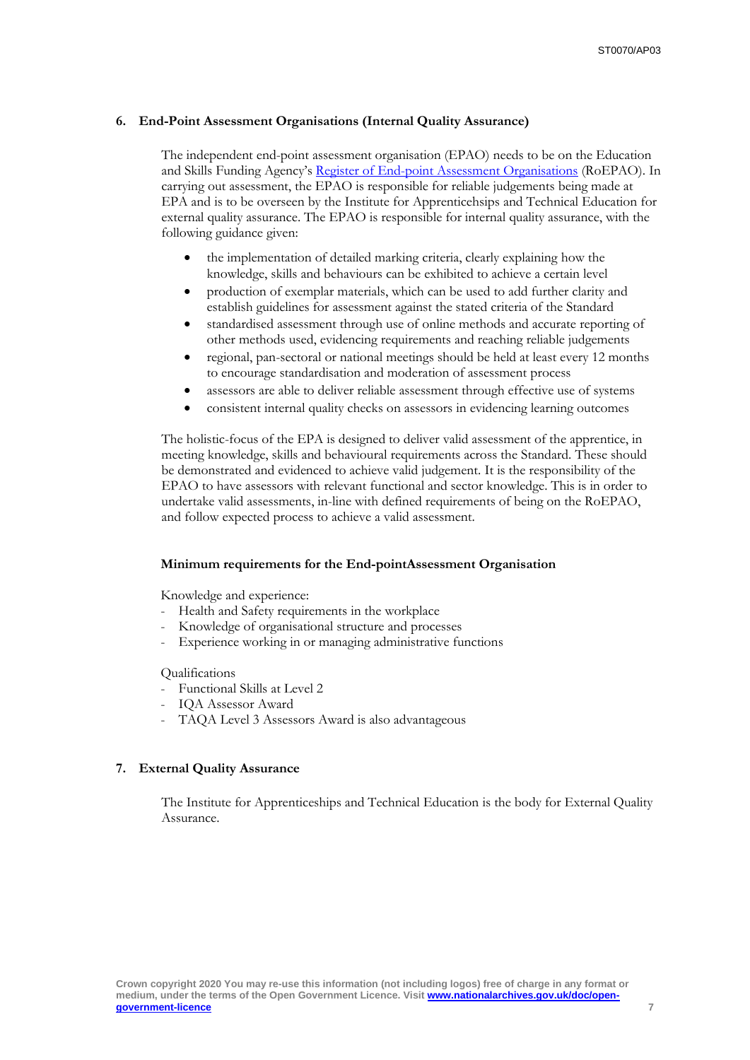## 6. End-Point Assessment Organisations (Internal Quality Assurance)

The independent end-point assessment organisation (EPAO) needs to be on the Education and Skills Funding Agency's [Register of End-point Assessment Organisations](#) (RoEPAO). In carrying out assessment, the EPAO is responsible for reliable judgements being made at EPA and is to be overseen by the Institute for Apprenticehsips and Technical Education for external quality assurance. The EPAO is responsible for internal quality assurance, with the following guidance given:

- the implementation of detailed marking criteria, clearly explaining how the knowledge, skills and behaviours can be exhibited to achieve a certain level
- production of exemplar materials, which can be used to add further clarity and establish guidelines for assessment against the stated criteria of the Standard
- standardised assessment through use of online methods and accurate reporting of other methods used, evidencing requirements and reaching reliable judgements
- regional, pan-sectoral or national meetings should be held at least every 12 months to encourage standardisation and moderation of assessment process
- assessors are able to deliver reliable assessment through effective use of systems
- consistent internal quality checks on assessors in evidencing learning outcomes

The holistic-focus of the EPA is designed to deliver valid assessment of the apprentice, in meeting knowledge, skills and behavioural requirements across the Standard. These should be demonstrated and evidenced to achieve valid judgement. It is the responsibility of the EPAO to have assessors with relevant functional and sector knowledge. This is in order to undertake valid assessments, in-line with defined requirements of being on the RoEPAO, and follow expected process to achieve a valid assessment.

### Minimum requirements for the End-pointAssessment Organisation

Knowledge and experience:

- Health and Safety requirements in the workplace
- Knowledge of organisational structure and processes
- Experience working in or managing administrative functions

Qualifications

- Functional Skills at Level 2
- IQA Assessor Award
- TAQA Level 3 Assessors Award is also advantageous

## 7. External Quality Assurance

The Institute for Apprenticeships and Technical Education is the body for External Quality Assurance.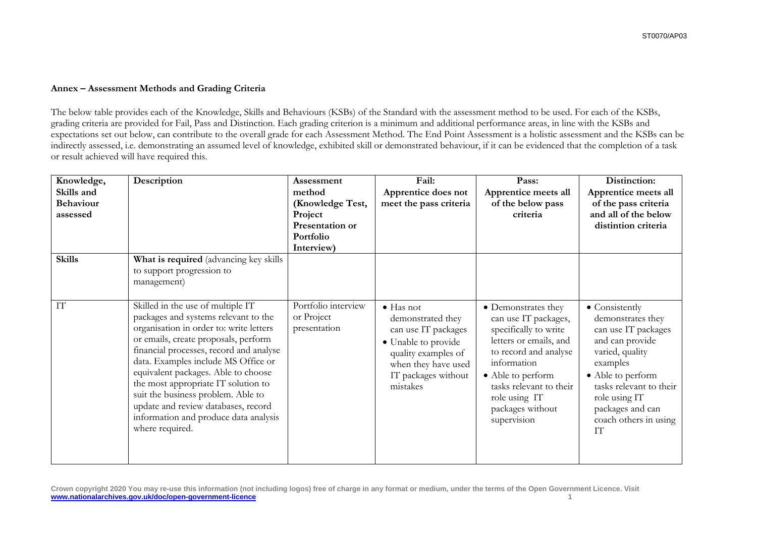**Annex – Assessment Methods and Grading Criteria**

The below table provides each of the Knowledge, Skills and Behaviours (KSBs) of the Standard with the assessment method to be used. For each of the KSBs, grading criteria are provided for Fail, Pass and Distinction. Each grading criterion is a minimum and additional performance areas, in line with the KSBs and expectations set out below, can contribute to the overall grade for each Assessment Method. The End Point Assessment is a holistic assessment and the KSBs can be indirectly assessed, i.e. demonstrating an assumed level of knowledge, exhibited skill or demonstrated behaviour, if it can be evidenced that the completion of a task or result achieved will have required this.

| Knowledge, Skills and Behaviour assessed | Description | Assessment method (Knowledge Test, Project Presentation or Portfolio Interview) | Fail: Apprentice does not meet the pass criteria | Pass: Apprentice meets all of the below pass criteria | Distinction: Apprentice meets all of the pass criteria and all of the below distintion criteria |
|---|---|---|---|---|---|
| **Skills** | **What is required** (advancing key skills to support progression to management) | | | | |
| IT | Skilled in the use of multiple IT packages and systems relevant to the organisation in order to: write letters or emails, create proposals, perform financial processes, record and analyse data. Examples include MS Office or equivalent packages. Able to choose the most appropriate IT solution to suit the business problem. Able to update and review databases, record information and produce data analysis where required. | Portfolio interview or Project presentation | • Has not demonstrated they can use IT packages<br>• Unable to provide quality examples of when they have used IT packages without mistakes | • Demonstrates they can use IT packages, specifically to write letters or emails, and to record and analyse information<br>• Able to perform tasks relevant to their role using IT packages without supervision | • Consistently demonstrates they can use IT packages and can provide varied, quality examples<br>• Able to perform tasks relevant to their role using IT packages and can coach others in using IT |

Crown copyright 2020 You may re-use this information (not including logos) free of charge in any format or medium, under the terms of the Open Government Licence. Visit www.nationalarchives.gov.uk/doc/open-government-licence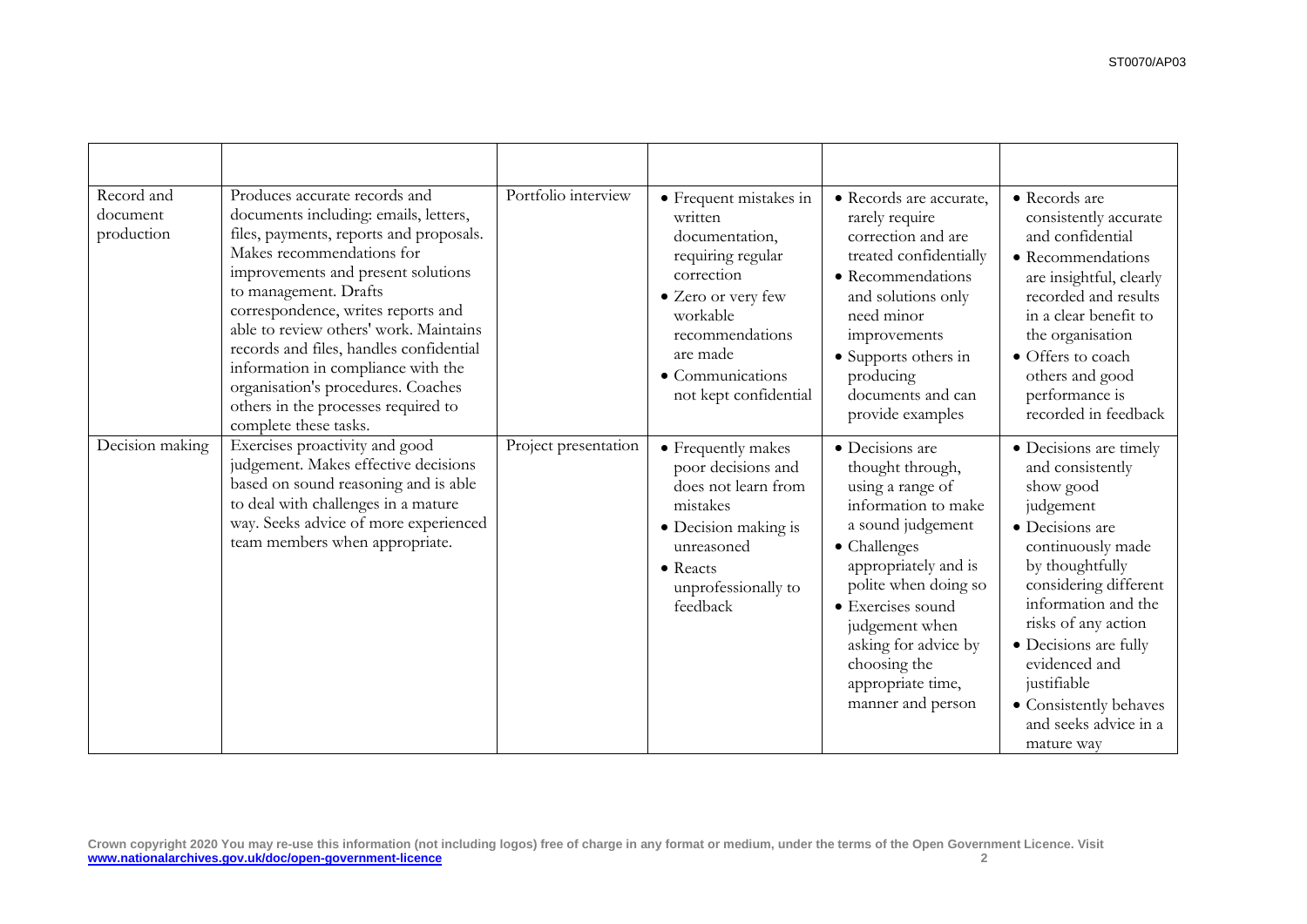| | | | | | |
|---|---|---|---|---|---|
| Record and document production | Produces accurate records and documents including: emails, letters, files, payments, reports and proposals. Makes recommendations for improvements and present solutions to management. Drafts correspondence, writes reports and able to review others' work. Maintains records and files, handles confidential information in compliance with the organisation's procedures. Coaches others in the processes required to complete these tasks. | Portfolio interview | • Frequent mistakes in written documentation, requiring regular correction<br>• Zero or very few workable recommendations are made<br>• Communications not kept confidential | • Records are accurate, rarely require correction and are treated confidentially<br>• Recommendations and solutions only need minor improvements<br>• Supports others in producing documents and can provide examples | • Records are consistently accurate and confidential<br>• Recommendations are insightful, clearly recorded and results in a clear benefit to the organisation<br>• Offers to coach others and good performance is recorded in feedback |
| Decision making | Exercises proactivity and good judgement. Makes effective decisions based on sound reasoning and is able to deal with challenges in a mature way. Seeks advice of more experienced team members when appropriate. | Project presentation | • Frequently makes poor decisions and does not learn from mistakes<br>• Decision making is unreasoned<br>• Reacts unprofessionally to feedback | • Decisions are thought through, using a range of information to make a sound judgement<br>• Challenges appropriately and is polite when doing so<br>• Exercises sound judgement when asking for advice by choosing the appropriate time, manner and person | • Decisions are timely and consistently show good judgement<br>• Decisions are continuously made by thoughtfully considering different information and the risks of any action<br>• Decisions are fully evidenced and justifiable<br>• Consistently behaves and seeks advice in a mature way |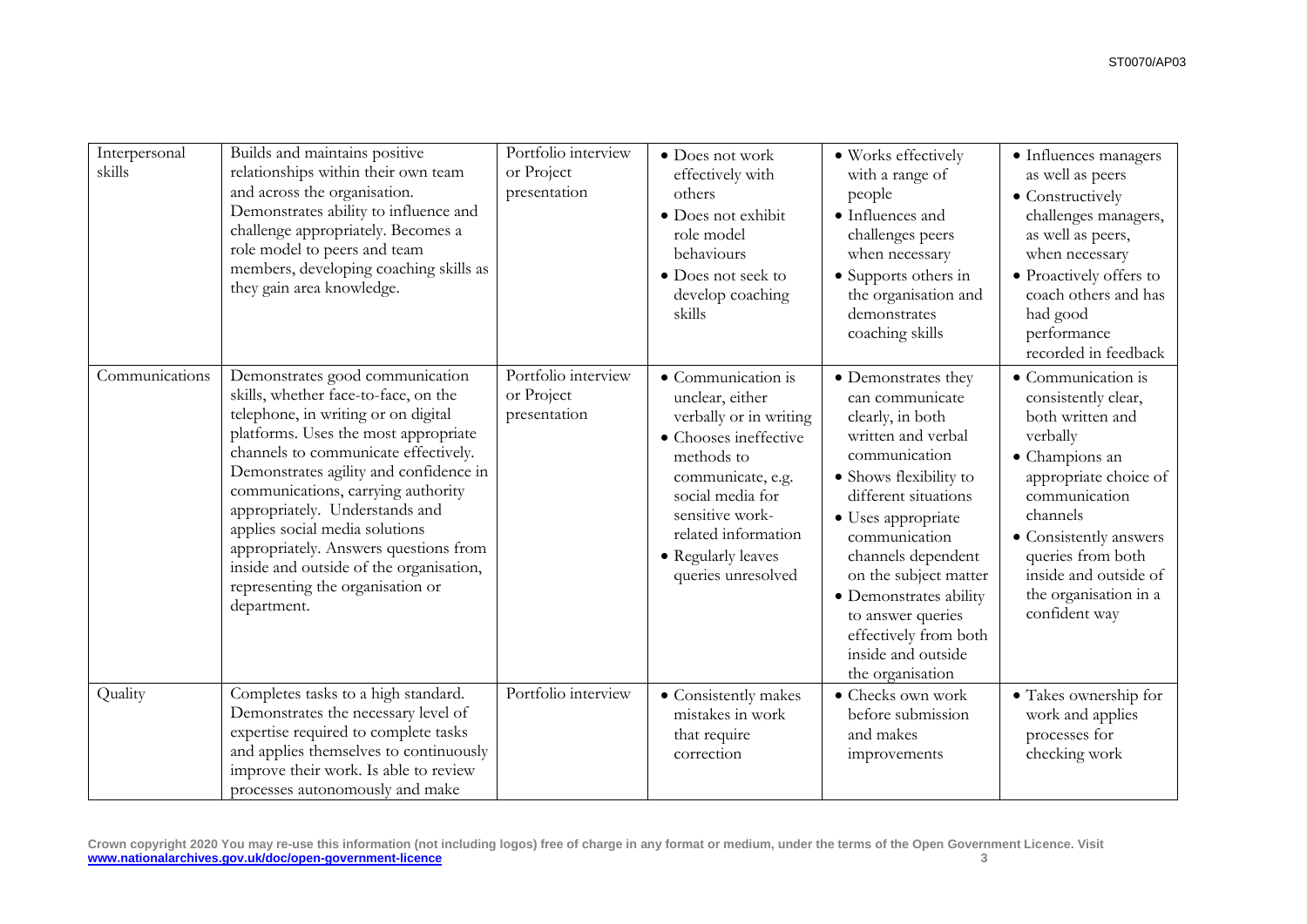| Interpersonal skills | Builds and maintains positive relationships within their own team and across the organisation. Demonstrates ability to influence and challenge appropriately. Becomes a role model to peers and team members, developing coaching skills as they gain area knowledge. | Portfolio interview or Project presentation | • Does not work effectively with others<br>• Does not exhibit role model behaviours<br>• Does not seek to develop coaching skills | • Works effectively with a range of people<br>• Influences and challenges peers when necessary<br>• Supports others in the organisation and demonstrates coaching skills | • Influences managers as well as peers<br>• Constructively challenges managers, as well as peers, when necessary<br>• Proactively offers to coach others and has had good performance recorded in feedback |
|---|---|---|---|---|---|
| Communications | Demonstrates good communication skills, whether face-to-face, on the telephone, in writing or on digital platforms. Uses the most appropriate channels to communicate effectively. Demonstrates agility and confidence in communications, carrying authority appropriately. Understands and applies social media solutions appropriately. Answers questions from inside and outside of the organisation, representing the organisation or department. | Portfolio interview or Project presentation | • Communication is unclear, either verbally or in writing<br>• Chooses ineffective methods to communicate, e.g. social media for sensitive work-related information<br>• Regularly leaves queries unresolved | • Demonstrates they can communicate clearly, in both written and verbal communication<br>• Shows flexibility to different situations<br>• Uses appropriate communication channels dependent on the subject matter<br>• Demonstrates ability to answer queries effectively from both inside and outside the organisation | • Communication is consistently clear, both written and verbally<br>• Champions an appropriate choice of communication channels<br>• Consistently answers queries from both inside and outside of the organisation in a confident way |
| Quality | Completes tasks to a high standard. Demonstrates the necessary level of expertise required to complete tasks and applies themselves to continuously improve their work. Is able to review processes autonomously and make | Portfolio interview | • Consistently makes mistakes in work that require correction | • Checks own work before submission and makes improvements | • Takes ownership for work and applies processes for checking work |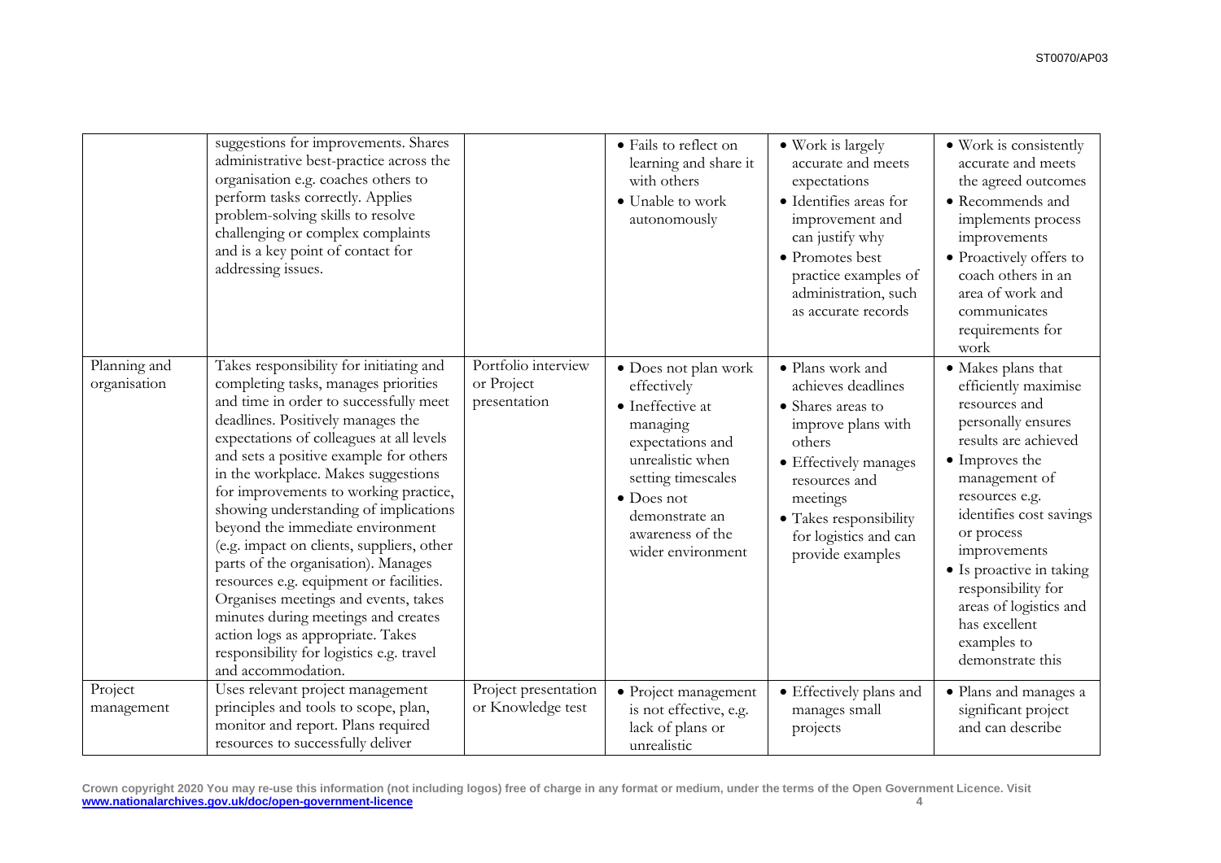|  | suggestions for improvements. Shares administrative best-practice across the organisation e.g. coaches others to perform tasks correctly. Applies problem-solving skills to resolve challenging or complex complaints and is a key point of contact for addressing issues. |  | • Fails to reflect on learning and share it with others<br>• Unable to work autonomously | • Work is largely accurate and meets expectations<br>• Identifies areas for improvement and can justify why<br>• Promotes best practice examples of administration, such as accurate records | • Work is consistently accurate and meets the agreed outcomes<br>• Recommends and implements process improvements<br>• Proactively offers to coach others in an area of work and communicates requirements for work |
|---|---|---|---|---|---|
| Planning and organisation | Takes responsibility for initiating and completing tasks, manages priorities and time in order to successfully meet deadlines. Positively manages the expectations of colleagues at all levels and sets a positive example for others in the workplace. Makes suggestions for improvements to working practice, showing understanding of implications beyond the immediate environment (e.g. impact on clients, suppliers, other parts of the organisation). Manages resources e.g. equipment or facilities. Organises meetings and events, takes minutes during meetings and creates action logs as appropriate. Takes responsibility for logistics e.g. travel and accommodation. | Portfolio interview or Project presentation | • Does not plan work effectively<br>• Ineffective at managing expectations and unrealistic when setting timescales<br>• Does not demonstrate an awareness of the wider environment | • Plans work and achieves deadlines<br>• Shares areas to improve plans with others<br>• Effectively manages resources and meetings<br>• Takes responsibility for logistics and can provide examples | • Makes plans that efficiently maximise resources and personally ensures results are achieved<br>• Improves the management of resources e.g. identifies cost savings or process improvements<br>• Is proactive in taking responsibility for areas of logistics and has excellent examples to demonstrate this |
| Project management | Uses relevant project management principles and tools to scope, plan, monitor and report. Plans required resources to successfully deliver | Project presentation or Knowledge test | • Project management is not effective, e.g. lack of plans or unrealistic | • Effectively plans and manages small projects | • Plans and manages a significant project and can describe |

Crown copyright 2020 You may re-use this information (not including logos) free of charge in any format or medium, under the terms of the Open Government Licence. Visit www.nationalarchives.gov.uk/doc/open-government-licence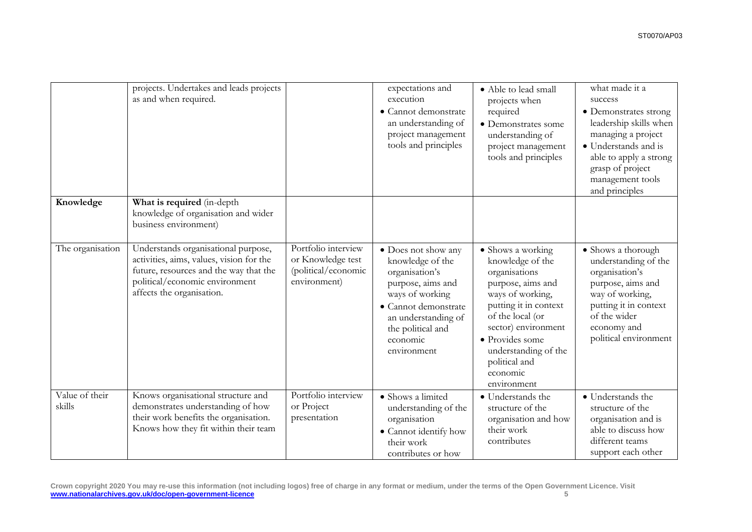| | | | | | |
|---|---|---|---|---|---|
| | projects. Undertakes and leads projects as and when required. | | expectations and execution<br>• Cannot demonstrate an understanding of project management tools and principles | • Able to lead small projects when required<br>• Demonstrates some understanding of project management tools and principles | what made it a success<br>• Demonstrates strong leadership skills when managing a project<br>• Understands and is able to apply a strong grasp of project management tools and principles |
| **Knowledge** | **What is required** (in-depth knowledge of organisation and wider business environment) | | | | |
| The organisation | Understands organisational purpose, activities, aims, values, vision for the future, resources and the way that the political/economic environment affects the organisation. | Portfolio interview or Knowledge test (political/economic environment) | • Does not show any knowledge of the organisation's purpose, aims and ways of working<br>• Cannot demonstrate an understanding of the political and economic environment | • Shows a working knowledge of the organisations purpose, aims and ways of working, putting it in context of the local (or sector) environment<br>• Provides some understanding of the political and economic environment | • Shows a thorough understanding of the organisation's purpose, aims and way of working, putting it in context of the wider economy and political environment |
| Value of their skills | Knows organisational structure and demonstrates understanding of how their work benefits the organisation. Knows how they fit within their team | Portfolio interview or Project presentation | • Shows a limited understanding of the organisation<br>• Cannot identify how their work contributes or how | • Understands the structure of the organisation and how their work contributes | • Understands the structure of the organisation and is able to discuss how different teams support each other |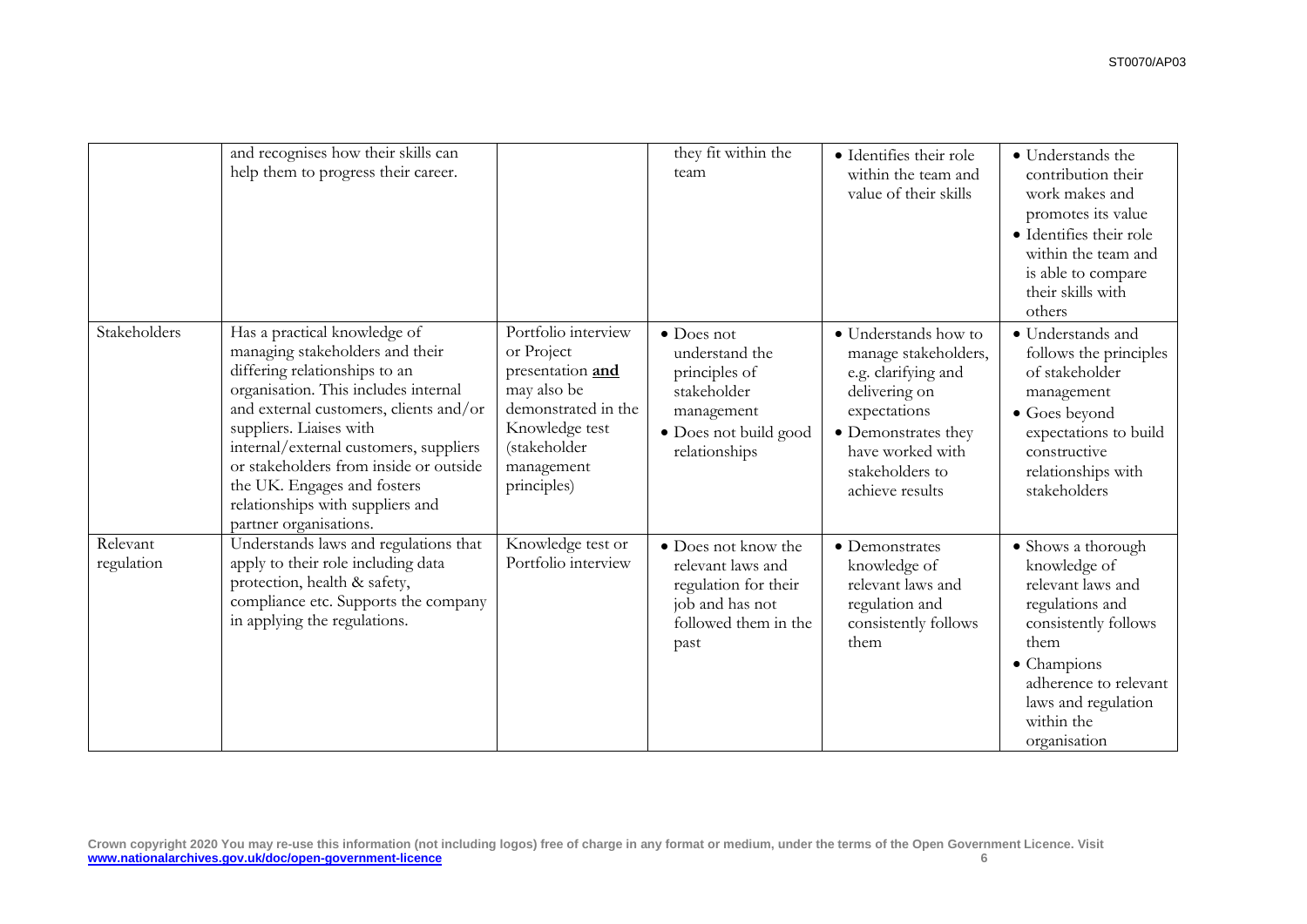|  |  |  |  |  |  |
|---|---|---|---|---|---|
|  | and recognises how their skills can help them to progress their career. |  | they fit within the team | • Identifies their role within the team and value of their skills | • Understands the contribution their work makes and promotes its value<br>• Identifies their role within the team and is able to compare their skills with others |
| Stakeholders | Has a practical knowledge of managing stakeholders and their differing relationships to an organisation. This includes internal and external customers, clients and/or suppliers. Liaises with internal/external customers, suppliers or stakeholders from inside or outside the UK. Engages and fosters relationships with suppliers and partner organisations. | Portfolio interview or Project presentation **and** may also be demonstrated in the Knowledge test (stakeholder management principles) | • Does not understand the principles of stakeholder management<br>• Does not build good relationships | • Understands how to manage stakeholders, e.g. clarifying and delivering on expectations<br>• Demonstrates they have worked with stakeholders to achieve results | • Understands and follows the principles of stakeholder management<br>• Goes beyond expectations to build constructive relationships with stakeholders |
| Relevant regulation | Understands laws and regulations that apply to their role including data protection, health & safety, compliance etc. Supports the company in applying the regulations. | Knowledge test or Portfolio interview | • Does not know the relevant laws and regulation for their job and has not followed them in the past | • Demonstrates knowledge of relevant laws and regulation and consistently follows them | • Shows a thorough knowledge of relevant laws and regulations and consistently follows them<br>• Champions adherence to relevant laws and regulation within the organisation |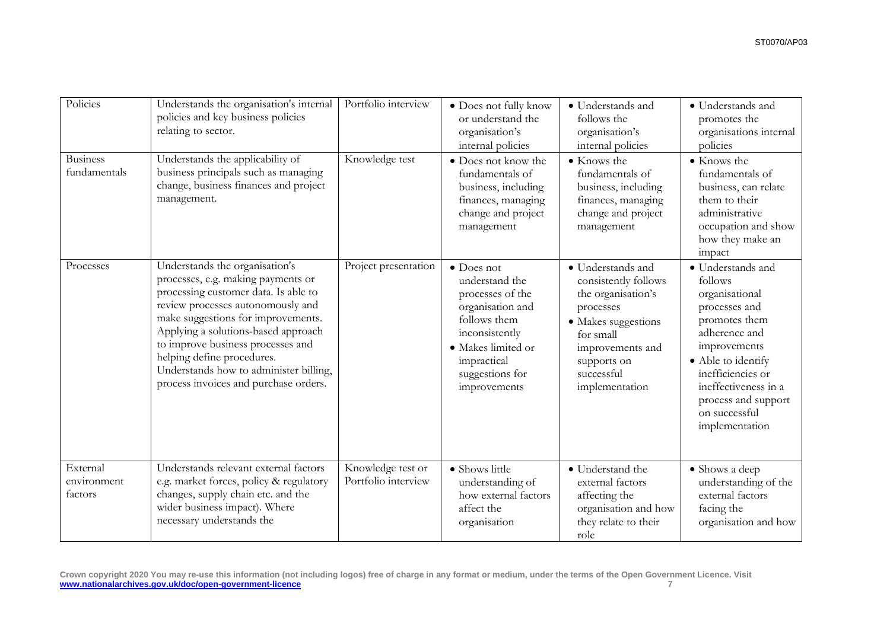| Policies | Understands the organisation's internal policies and key business policies relating to sector. | Portfolio interview | • Does not fully know or understand the organisation's internal policies | • Understands and follows the organisation's internal policies | • Understands and promotes the organisations internal policies |
|---|---|---|---|---|---|
| Business fundamentals | Understands the applicability of business principals such as managing change, business finances and project management. | Knowledge test | • Does not know the fundamentals of business, including finances, managing change and project management | • Knows the fundamentals of business, including finances, managing change and project management | • Knows the fundamentals of business, can relate them to their administrative occupation and show how they make an impact |
| Processes | Understands the organisation's processes, e.g. making payments or processing customer data. Is able to review processes autonomously and make suggestions for improvements. Applying a solutions-based approach to improve business processes and helping define procedures. Understands how to administer billing, process invoices and purchase orders. | Project presentation | • Does not understand the processes of the organisation and follows them inconsistently<br>• Makes limited or impractical suggestions for improvements | • Understands and consistently follows the organisation's processes<br>• Makes suggestions for small improvements and supports on successful implementation | • Understands and follows organisational processes and promotes them adherence and improvements<br>• Able to identify inefficiencies or ineffectiveness in a process and support on successful implementation |
| External environment factors | Understands relevant external factors e.g. market forces, policy & regulatory changes, supply chain etc. and the wider business impact). Where necessary understands the | Knowledge test or Portfolio interview | • Shows little understanding of how external factors affect the organisation | • Understand the external factors affecting the organisation and how they relate to their role | • Shows a deep understanding of the external factors facing the organisation and how |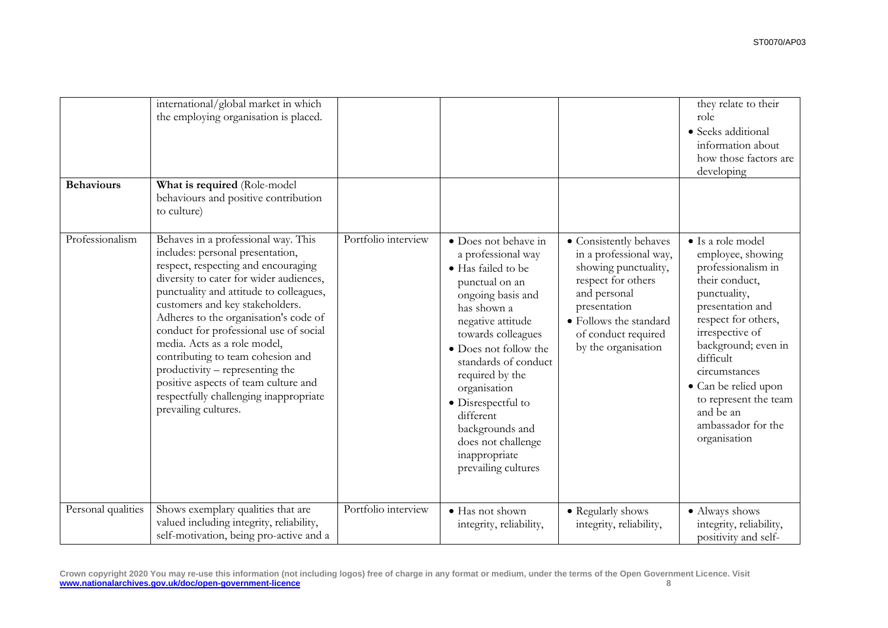| | | | | | |
|---|---|---|---|---|---|
| | international/global market in which the employing organisation is placed. | | | | they relate to their role<br>• Seeks additional information about how those factors are developing |
| **Behaviours** | **What is required** (Role-model behaviours and positive contribution to culture) | | | | |
| Professionalism | Behaves in a professional way. This includes: personal presentation, respect, respecting and encouraging diversity to cater for wider audiences, punctuality and attitude to colleagues, customers and key stakeholders. Adheres to the organisation's code of conduct for professional use of social media. Acts as a role model, contributing to team cohesion and productivity – representing the positive aspects of team culture and respectfully challenging inappropriate prevailing cultures. | Portfolio interview | • Does not behave in a professional way<br>• Has failed to be punctual on an ongoing basis and has shown a negative attitude towards colleagues<br>• Does not follow the standards of conduct required by the organisation<br>• Disrespectful to different backgrounds and does not challenge inappropriate prevailing cultures | • Consistently behaves in a professional way, showing punctuality, respect for others and personal presentation<br>• Follows the standard of conduct required by the organisation | • Is a role model employee, showing professionalism in their conduct, punctuality, presentation and respect for others, irrespective of background; even in difficult circumstances<br>• Can be relied upon to represent the team and be an ambassador for the organisation |
| Personal qualities | Shows exemplary qualities that are valued including integrity, reliability, self-motivation, being pro-active and a | Portfolio interview | • Has not shown integrity, reliability, | • Regularly shows integrity, reliability, | • Always shows integrity, reliability, positivity and self- |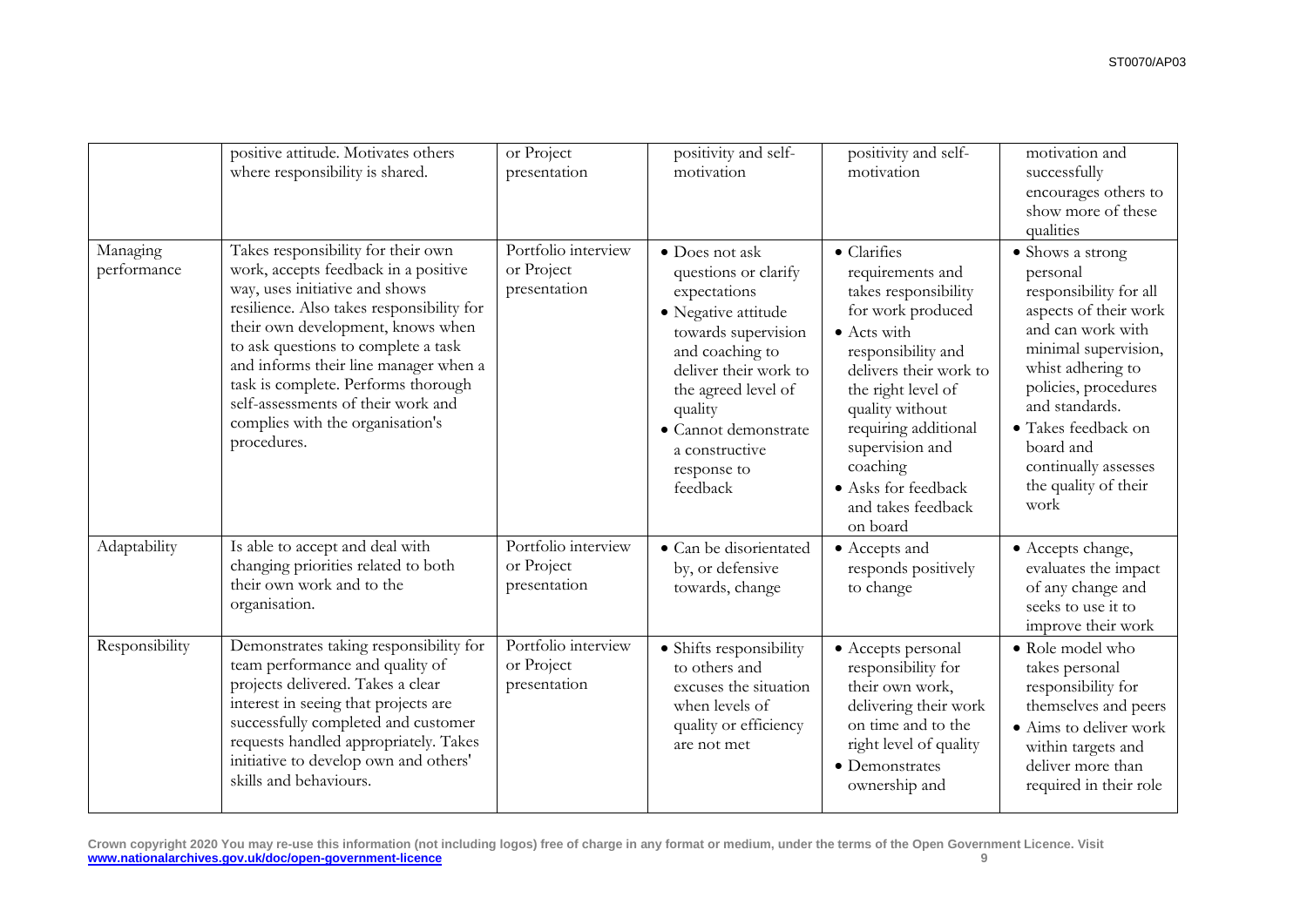| | | | | | |
|---|---|---|---|---|---|
| | positive attitude. Motivates others where responsibility is shared. | or Project presentation | positivity and self-motivation | positivity and self-motivation | motivation and successfully encourages others to show more of these qualities |
| Managing performance | Takes responsibility for their own work, accepts feedback in a positive way, uses initiative and shows resilience. Also takes responsibility for their own development, knows when to ask questions to complete a task and informs their line manager when a task is complete. Performs thorough self-assessments of their work and complies with the organisation's procedures. | Portfolio interview or Project presentation | • Does not ask questions or clarify expectations<br>• Negative attitude towards supervision and coaching to deliver their work to the agreed level of quality<br>• Cannot demonstrate a constructive response to feedback | • Clarifies requirements and takes responsibility for work produced<br>• Acts with responsibility and delivers their work to the right level of quality without requiring additional supervision and coaching<br>• Asks for feedback and takes feedback on board | • Shows a strong personal responsibility for all aspects of their work and can work with minimal supervision, whist adhering to policies, procedures and standards.<br>• Takes feedback on board and continually assesses the quality of their work |
| Adaptability | Is able to accept and deal with changing priorities related to both their own work and to the organisation. | Portfolio interview or Project presentation | • Can be disorientated by, or defensive towards, change | • Accepts and responds positively to change | • Accepts change, evaluates the impact of any change and seeks to use it to improve their work |
| Responsibility | Demonstrates taking responsibility for team performance and quality of projects delivered. Takes a clear interest in seeing that projects are successfully completed and customer requests handled appropriately. Takes initiative to develop own and others' skills and behaviours. | Portfolio interview or Project presentation | • Shifts responsibility to others and excuses the situation when levels of quality or efficiency are not met | • Accepts personal responsibility for their own work, delivering their work on time and to the right level of quality<br>• Demonstrates ownership and | • Role model who takes personal responsibility for themselves and peers<br>• Aims to deliver work within targets and deliver more than required in their role |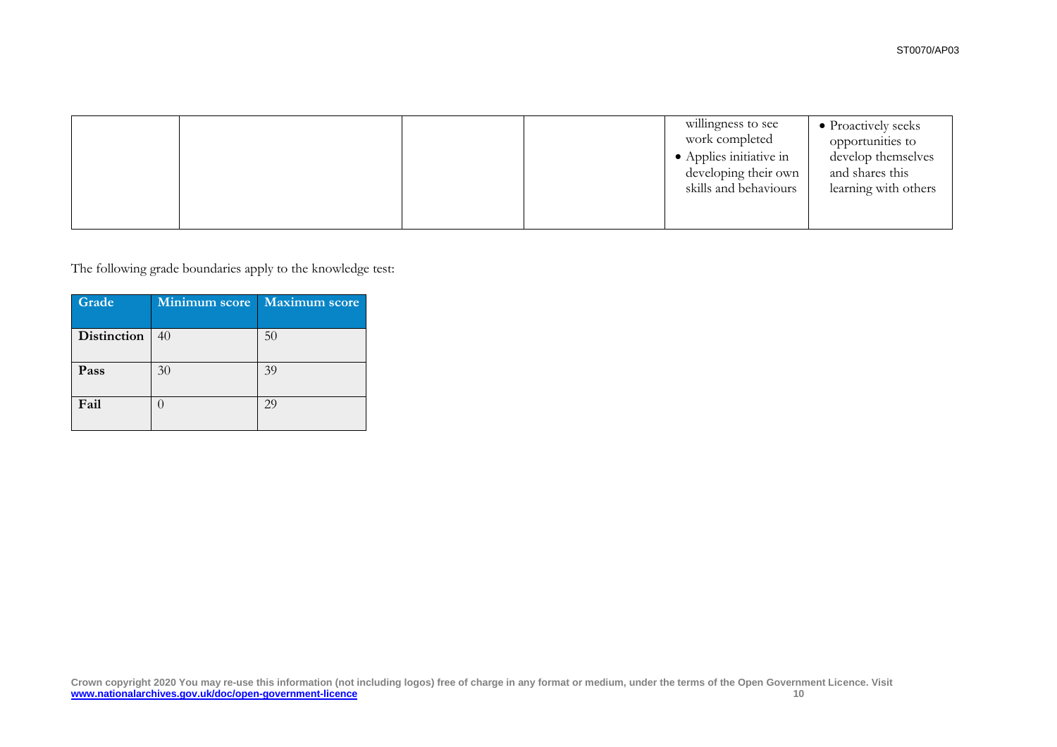| | | | | | |
|---|---|---|---|---|---|
| | | | | willingness to see work completed<br>• Applies initiative in developing their own skills and behaviours | • Proactively seeks opportunities to develop themselves and shares this learning with others |

The following grade boundaries apply to the knowledge test:

| Grade | Minimum score | Maximum score |
|---|---|---|
| **Distinction** | 40 | 50 |
| **Pass** | 30 | 39 |
| **Fail** | 0 | 29 |